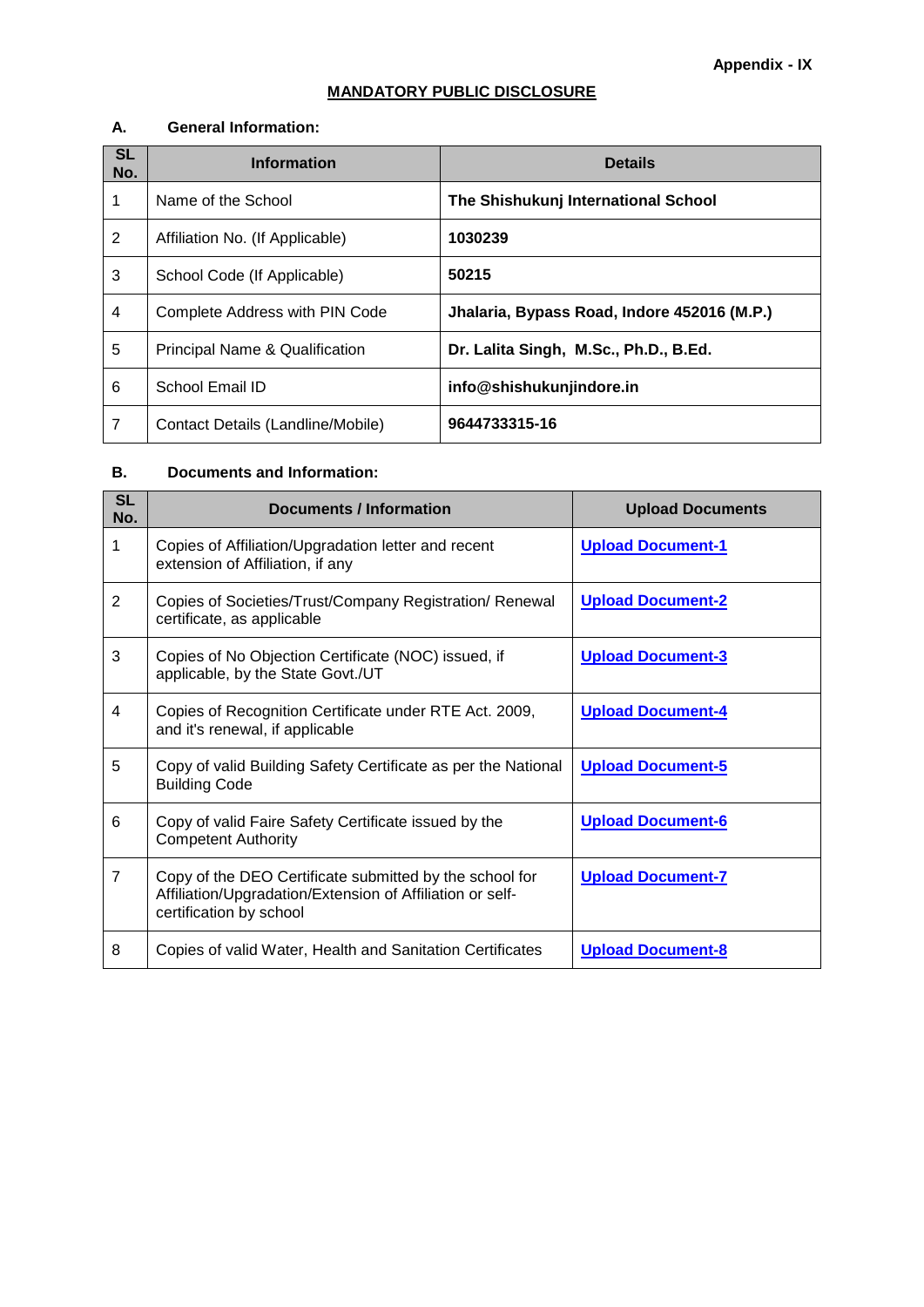**Appendix - IX**

## MANDATORY PUBLIC DISCLOSURE

### A. General Information:

| SL No. | Information | Details |
|---|---|---|
| 1 | Name of the School | **The Shishukunj International School** |
| 2 | Affiliation No. (If Applicable) | **1030239** |
| 3 | School Code (If Applicable) | **50215** |
| 4 | Complete Address with PIN Code | **Jhalaria, Bypass Road, Indore 452016 (M.P.)** |
| 5 | Principal Name & Qualification | **Dr. Lalita Singh, M.Sc., Ph.D., B.Ed.** |
| 6 | School Email ID | **info@shishukunjindore.in** |
| 7 | Contact Details (Landline/Mobile) | **9644733315-16** |

### B. Documents and Information:

| SL No. | Documents / Information | Upload Documents |
|---|---|---|
| 1 | Copies of Affiliation/Upgradation letter and recent extension of Affiliation, if any | **Upload Document-1** |
| 2 | Copies of Societies/Trust/Company Registration/ Renewal certificate, as applicable | **Upload Document-2** |
| 3 | Copies of No Objection Certificate (NOC) issued, if applicable, by the State Govt./UT | **Upload Document-3** |
| 4 | Copies of Recognition Certificate under RTE Act. 2009, and it's renewal, if applicable | **Upload Document-4** |
| 5 | Copy of valid Building Safety Certificate as per the National Building Code | **Upload Document-5** |
| 6 | Copy of valid Faire Safety Certificate issued by the Competent Authority | **Upload Document-6** |
| 7 | Copy of the DEO Certificate submitted by the school for Affiliation/Upgradation/Extension of Affiliation or self-certification by school | **Upload Document-7** |
| 8 | Copies of valid Water, Health and Sanitation Certificates | **Upload Document-8** |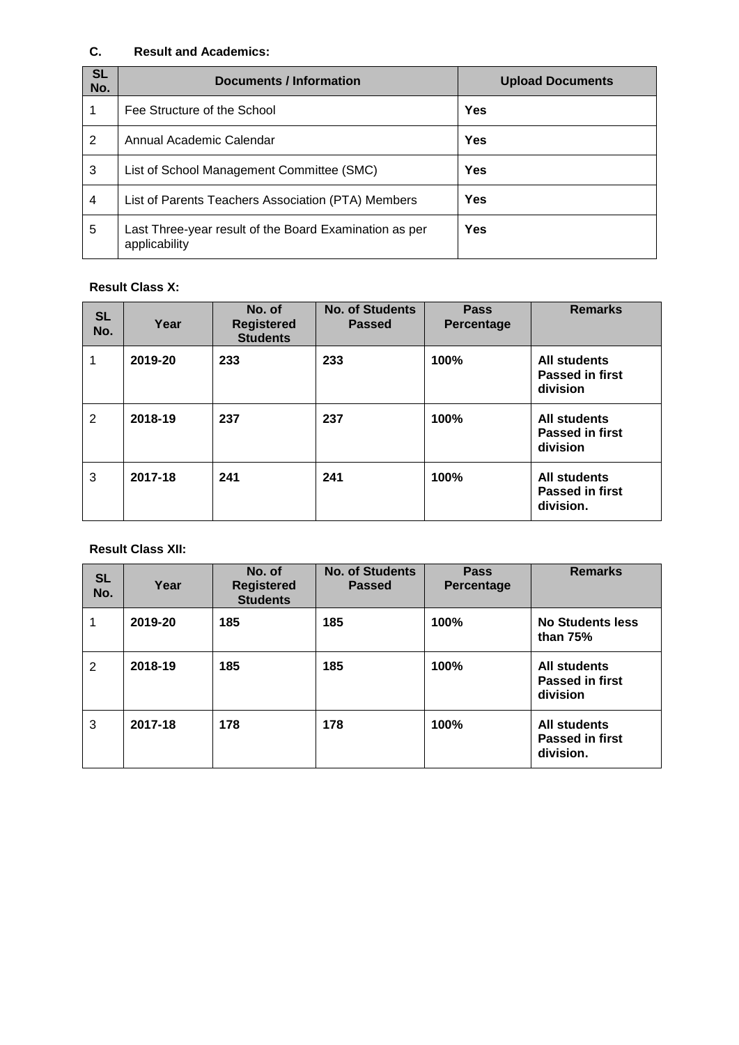### C. Result and Academics:

| SL No. | Documents / Information | Upload Documents |
| --- | --- | --- |
| 1 | Fee Structure of the School | **Yes** |
| 2 | Annual Academic Calendar | **Yes** |
| 3 | List of School Management Committee (SMC) | **Yes** |
| 4 | List of Parents Teachers Association (PTA) Members | **Yes** |
| 5 | Last Three-year result of the Board Examination as per applicability | **Yes** |

**Result Class X:**

| SL No. | Year | No. of Registered Students | No. of Students Passed | Pass Percentage | Remarks |
| --- | --- | --- | --- | --- | --- |
| 1 | **2019-20** | **233** | **233** | **100%** | **All students Passed in first division** |
| 2 | **2018-19** | **237** | **237** | **100%** | **All students Passed in first division** |
| 3 | **2017-18** | **241** | **241** | **100%** | **All students Passed in first division.** |

**Result Class XII:**

| SL No. | Year | No. of Registered Students | No. of Students Passed | Pass Percentage | Remarks |
| --- | --- | --- | --- | --- | --- |
| 1 | **2019-20** | **185** | **185** | **100%** | **No Students less than 75%** |
| 2 | **2018-19** | **185** | **185** | **100%** | **All students Passed in first division** |
| 3 | **2017-18** | **178** | **178** | **100%** | **All students Passed in first division.** |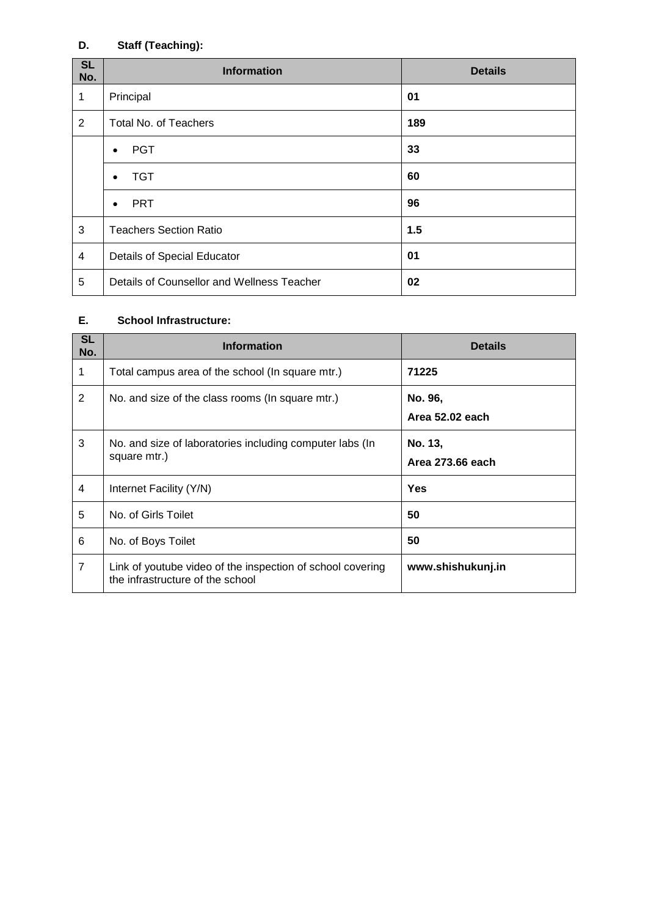**D. Staff (Teaching):**

| SL No. | Information | Details |
|---|---|---|
| 1 | Principal | **01** |
| 2 | Total No. of Teachers | **189** |
| | • PGT | **33** |
| | • TGT | **60** |
| | • PRT | **96** |
| 3 | Teachers Section Ratio | **1.5** |
| 4 | Details of Special Educator | **01** |
| 5 | Details of Counsellor and Wellness Teacher | **02** |

**E. School Infrastructure:**

| SL No. | Information | Details |
|---|---|---|
| 1 | Total campus area of the school (In square mtr.) | **71225** |
| 2 | No. and size of the class rooms (In square mtr.) | **No. 96,** **Area 52.02 each** |
| 3 | No. and size of laboratories including computer labs (In square mtr.) | **No. 13,** **Area 273.66 each** |
| 4 | Internet Facility (Y/N) | **Yes** |
| 5 | No. of Girls Toilet | **50** |
| 6 | No. of Boys Toilet | **50** |
| 7 | Link of youtube video of the inspection of school covering the infrastructure of the school | **www.shishukunj.in** |